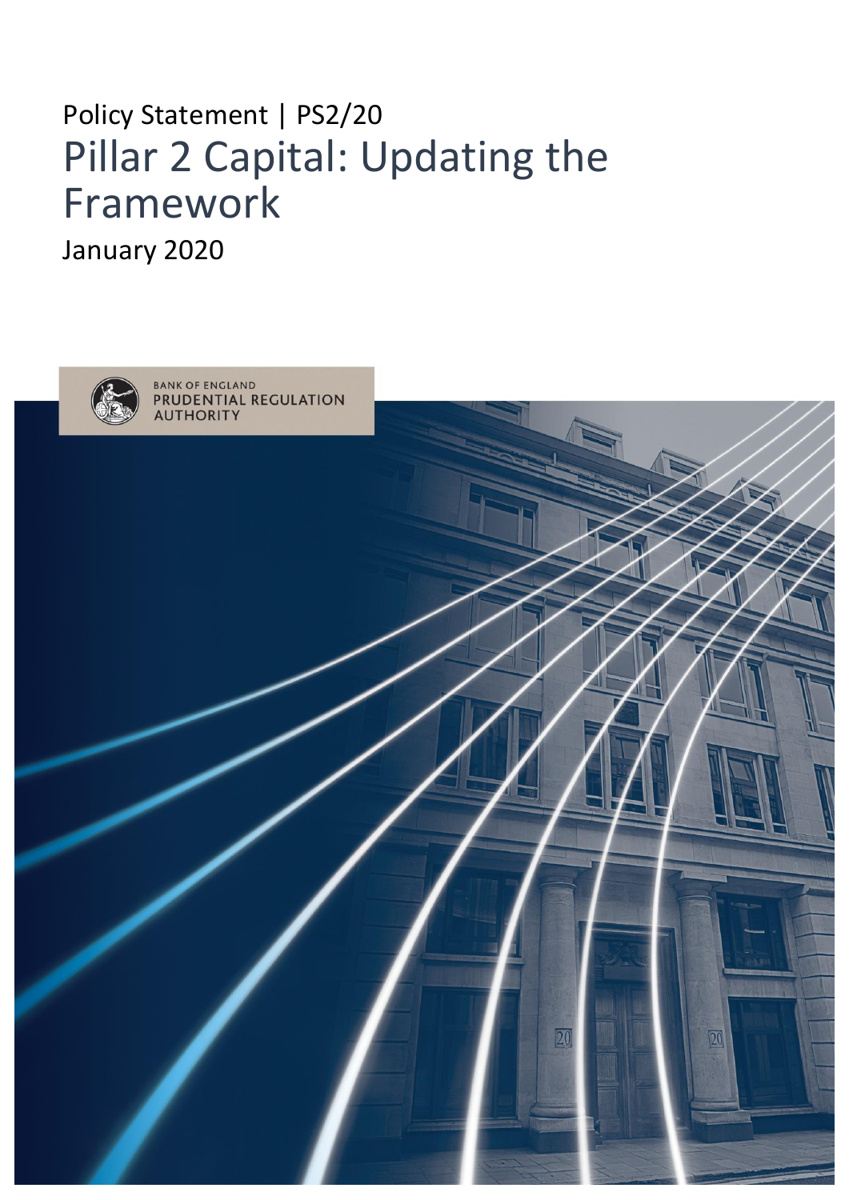Policy Statement | PS2/20

# Pillar 2 Capital: Updating the Framework

January 2020

BANK OF ENGLAND
PRUDENTIAL REGULATION AUTHORITY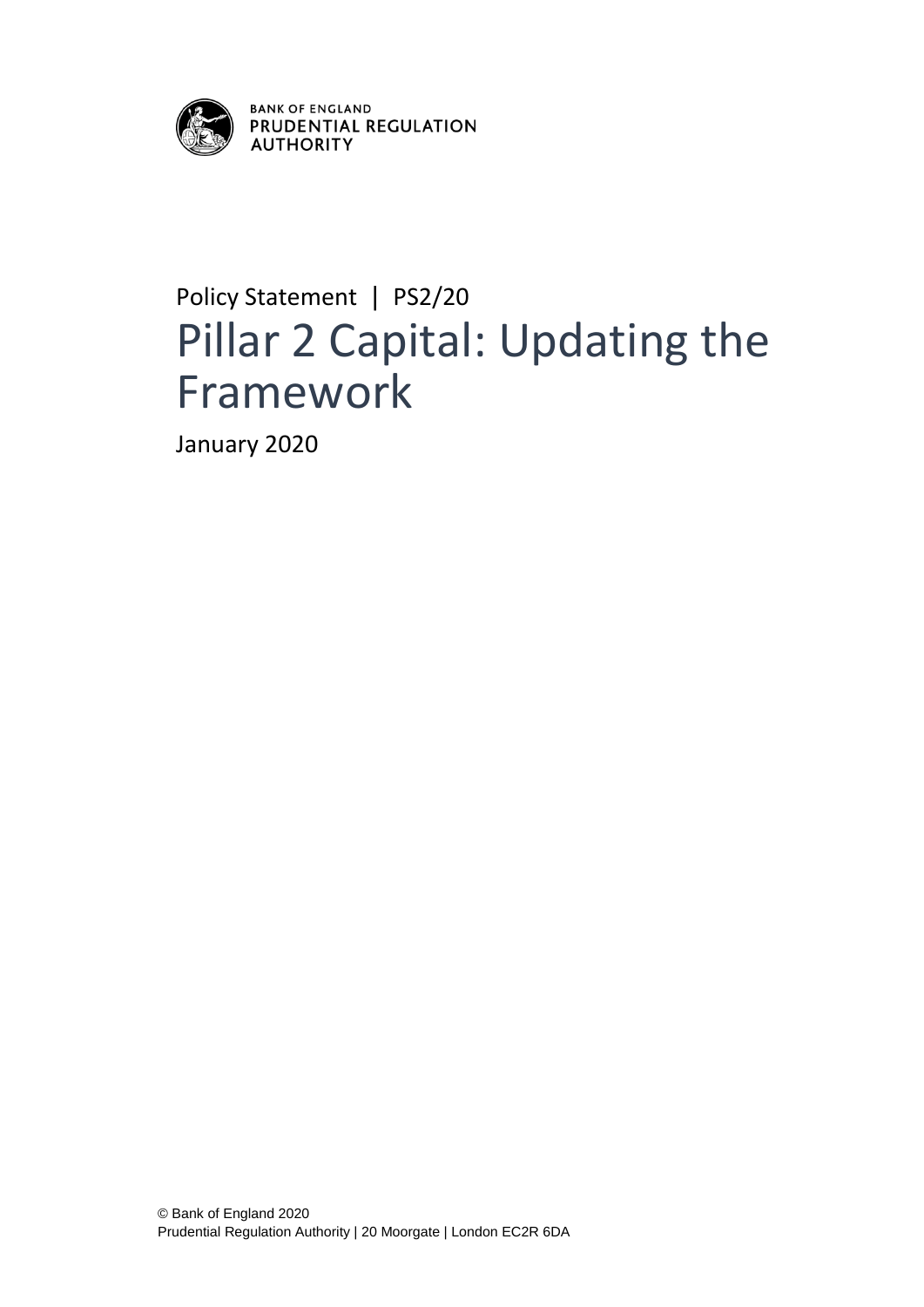BANK OF ENGLAND
PRUDENTIAL REGULATION AUTHORITY

Policy Statement | PS2/20

# Pillar 2 Capital: Updating the Framework

January 2020

© Bank of England 2020
Prudential Regulation Authority | 20 Moorgate | London EC2R 6DA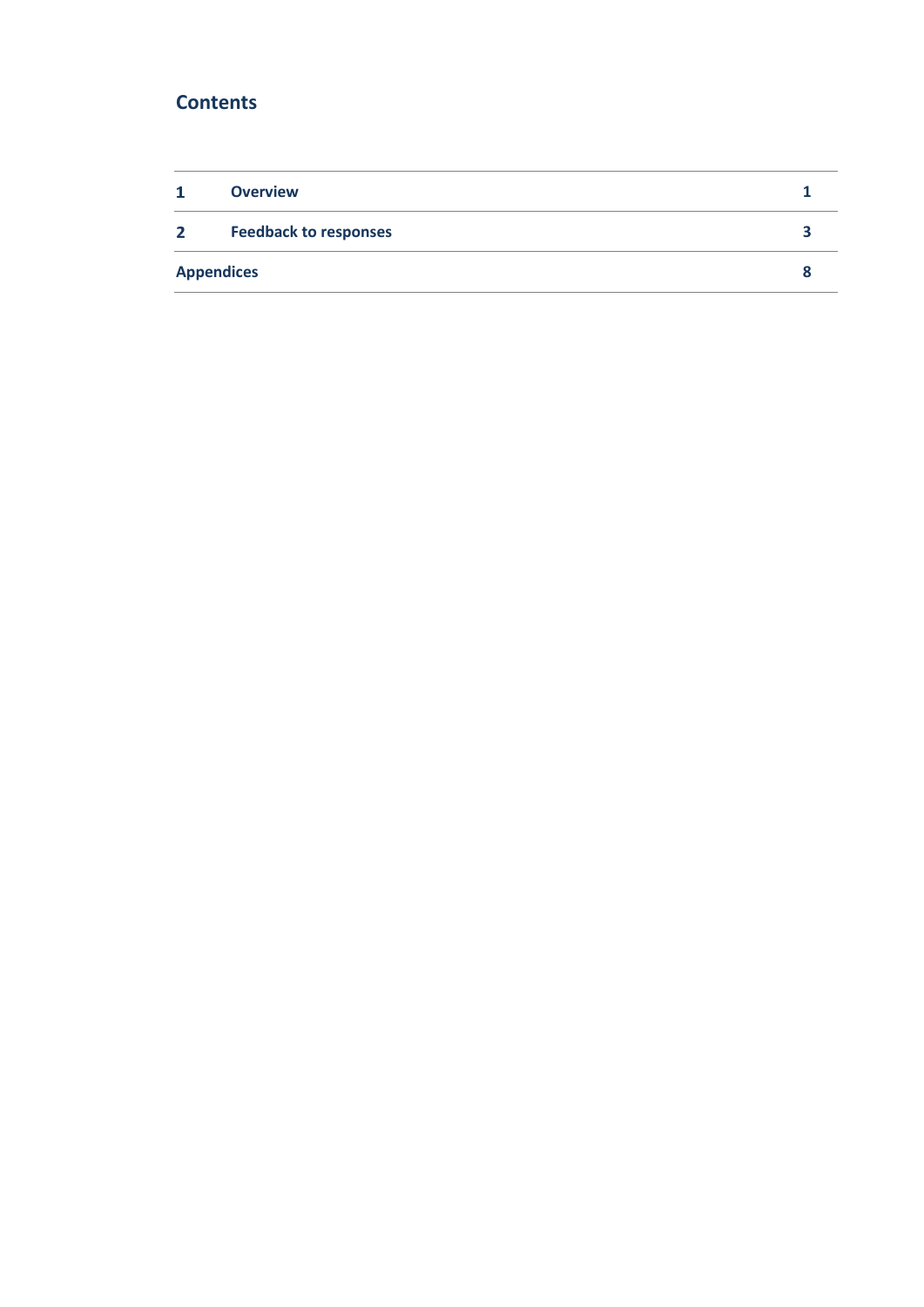## Contents

| | | |
|---|---|---|
| **1** | **Overview** | **1** |
| **2** | **Feedback to responses** | **3** |
| **Appendices** | | **8** |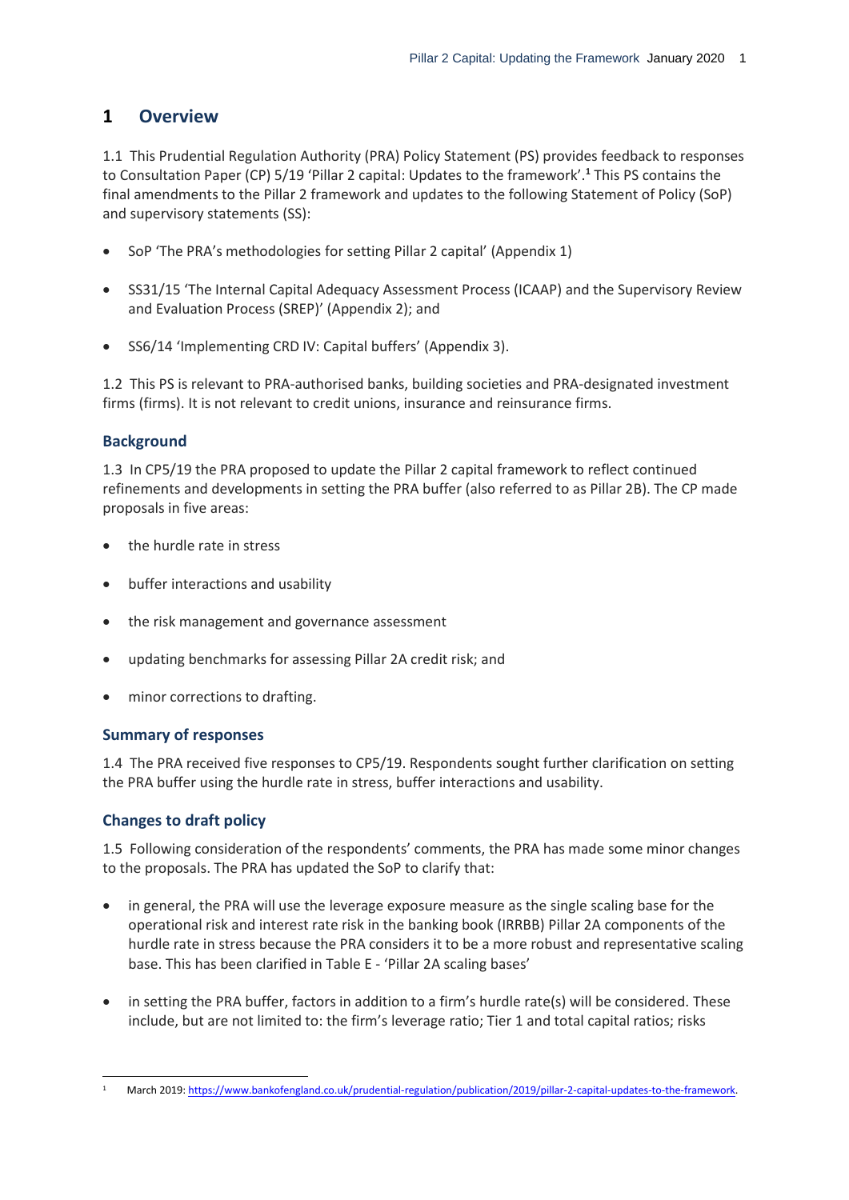# 1 Overview

1.1 This Prudential Regulation Authority (PRA) Policy Statement (PS) provides feedback to responses to Consultation Paper (CP) 5/19 'Pillar 2 capital: Updates to the framework'.[1] This PS contains the final amendments to the Pillar 2 framework and updates to the following Statement of Policy (SoP) and supervisory statements (SS):

- SoP 'The PRA's methodologies for setting Pillar 2 capital' (Appendix 1)
- SS31/15 'The Internal Capital Adequacy Assessment Process (ICAAP) and the Supervisory Review and Evaluation Process (SREP)' (Appendix 2); and
- SS6/14 'Implementing CRD IV: Capital buffers' (Appendix 3).

1.2 This PS is relevant to PRA-authorised banks, building societies and PRA-designated investment firms (firms). It is not relevant to credit unions, insurance and reinsurance firms.

## Background

1.3 In CP5/19 the PRA proposed to update the Pillar 2 capital framework to reflect continued refinements and developments in setting the PRA buffer (also referred to as Pillar 2B). The CP made proposals in five areas:

- the hurdle rate in stress
- buffer interactions and usability
- the risk management and governance assessment
- updating benchmarks for assessing Pillar 2A credit risk; and
- minor corrections to drafting.

## Summary of responses

1.4 The PRA received five responses to CP5/19. Respondents sought further clarification on setting the PRA buffer using the hurdle rate in stress, buffer interactions and usability.

## Changes to draft policy

1.5 Following consideration of the respondents' comments, the PRA has made some minor changes to the proposals. The PRA has updated the SoP to clarify that:

- in general, the PRA will use the leverage exposure measure as the single scaling base for the operational risk and interest rate risk in the banking book (IRRBB) Pillar 2A components of the hurdle rate in stress because the PRA considers it to be a more robust and representative scaling base. This has been clarified in Table E - 'Pillar 2A scaling bases'
- in setting the PRA buffer, factors in addition to a firm's hurdle rate(s) will be considered. These include, but are not limited to: the firm's leverage ratio; Tier 1 and total capital ratios; risks

[1] March 2019: https://www.bankofengland.co.uk/prudential-regulation/publication/2019/pillar-2-capital-updates-to-the-framework.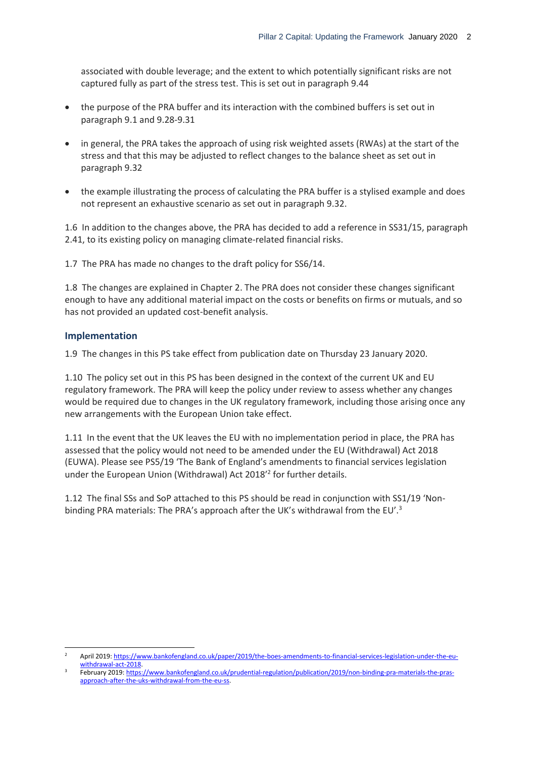associated with double leverage; and the extent to which potentially significant risks are not captured fully as part of the stress test. This is set out in paragraph 9.44

- the purpose of the PRA buffer and its interaction with the combined buffers is set out in paragraph 9.1 and 9.28-9.31
- in general, the PRA takes the approach of using risk weighted assets (RWAs) at the start of the stress and that this may be adjusted to reflect changes to the balance sheet as set out in paragraph 9.32
- the example illustrating the process of calculating the PRA buffer is a stylised example and does not represent an exhaustive scenario as set out in paragraph 9.32.

1.6 In addition to the changes above, the PRA has decided to add a reference in SS31/15, paragraph 2.41, to its existing policy on managing climate-related financial risks.

1.7 The PRA has made no changes to the draft policy for SS6/14.

1.8 The changes are explained in Chapter 2. The PRA does not consider these changes significant enough to have any additional material impact on the costs or benefits on firms or mutuals, and so has not provided an updated cost-benefit analysis.

### Implementation

1.9 The changes in this PS take effect from publication date on Thursday 23 January 2020.

1.10 The policy set out in this PS has been designed in the context of the current UK and EU regulatory framework. The PRA will keep the policy under review to assess whether any changes would be required due to changes in the UK regulatory framework, including those arising once any new arrangements with the European Union take effect.

1.11 In the event that the UK leaves the EU with no implementation period in place, the PRA has assessed that the policy would not need to be amended under the EU (Withdrawal) Act 2018 (EUWA). Please see PS5/19 'The Bank of England's amendments to financial services legislation under the European Union (Withdrawal) Act 2018'[2] for further details.

1.12 The final SSs and SoP attached to this PS should be read in conjunction with SS1/19 'Non-binding PRA materials: The PRA's approach after the UK's withdrawal from the EU'.[3]

---

[2] April 2019: https://www.bankofengland.co.uk/paper/2019/the-boes-amendments-to-financial-services-legislation-under-the-eu-withdrawal-act-2018.

[3] February 2019: https://www.bankofengland.co.uk/prudential-regulation/publication/2019/non-binding-pra-materials-the-pras-approach-after-the-uks-withdrawal-from-the-eu-ss.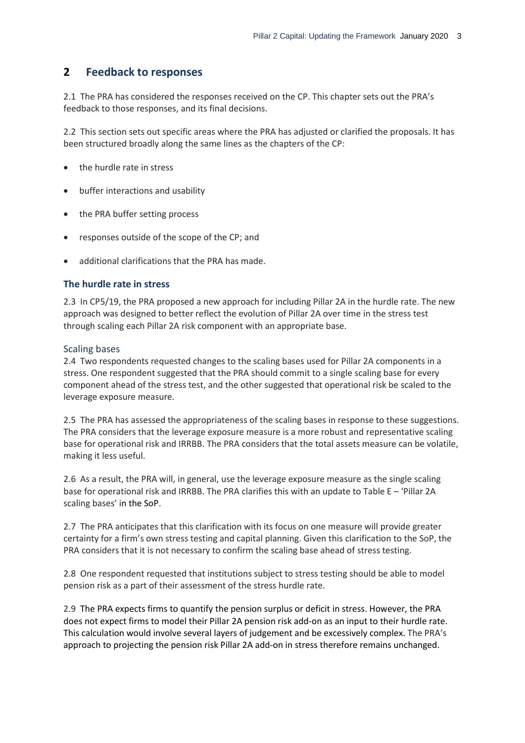## 2 Feedback to responses

2.1 The PRA has considered the responses received on the CP. This chapter sets out the PRA's feedback to those responses, and its final decisions.

2.2 This section sets out specific areas where the PRA has adjusted or clarified the proposals. It has been structured broadly along the same lines as the chapters of the CP:

- the hurdle rate in stress
- buffer interactions and usability
- the PRA buffer setting process
- responses outside of the scope of the CP; and
- additional clarifications that the PRA has made.

### The hurdle rate in stress

2.3 In CP5/19, the PRA proposed a new approach for including Pillar 2A in the hurdle rate. The new approach was designed to better reflect the evolution of Pillar 2A over time in the stress test through scaling each Pillar 2A risk component with an appropriate base.

#### Scaling bases

2.4 Two respondents requested changes to the scaling bases used for Pillar 2A components in a stress. One respondent suggested that the PRA should commit to a single scaling base for every component ahead of the stress test, and the other suggested that operational risk be scaled to the leverage exposure measure.

2.5 The PRA has assessed the appropriateness of the scaling bases in response to these suggestions. The PRA considers that the leverage exposure measure is a more robust and representative scaling base for operational risk and IRRBB. The PRA considers that the total assets measure can be volatile, making it less useful.

2.6 As a result, the PRA will, in general, use the leverage exposure measure as the single scaling base for operational risk and IRRBB. The PRA clarifies this with an update to Table E – 'Pillar 2A scaling bases' in the SoP.

2.7 The PRA anticipates that this clarification with its focus on one measure will provide greater certainty for a firm's own stress testing and capital planning. Given this clarification to the SoP, the PRA considers that it is not necessary to confirm the scaling base ahead of stress testing.

2.8 One respondent requested that institutions subject to stress testing should be able to model pension risk as a part of their assessment of the stress hurdle rate.

2.9 The PRA expects firms to quantify the pension surplus or deficit in stress. However, the PRA does not expect firms to model their Pillar 2A pension risk add-on as an input to their hurdle rate. This calculation would involve several layers of judgement and be excessively complex. The PRA's approach to projecting the pension risk Pillar 2A add-on in stress therefore remains unchanged.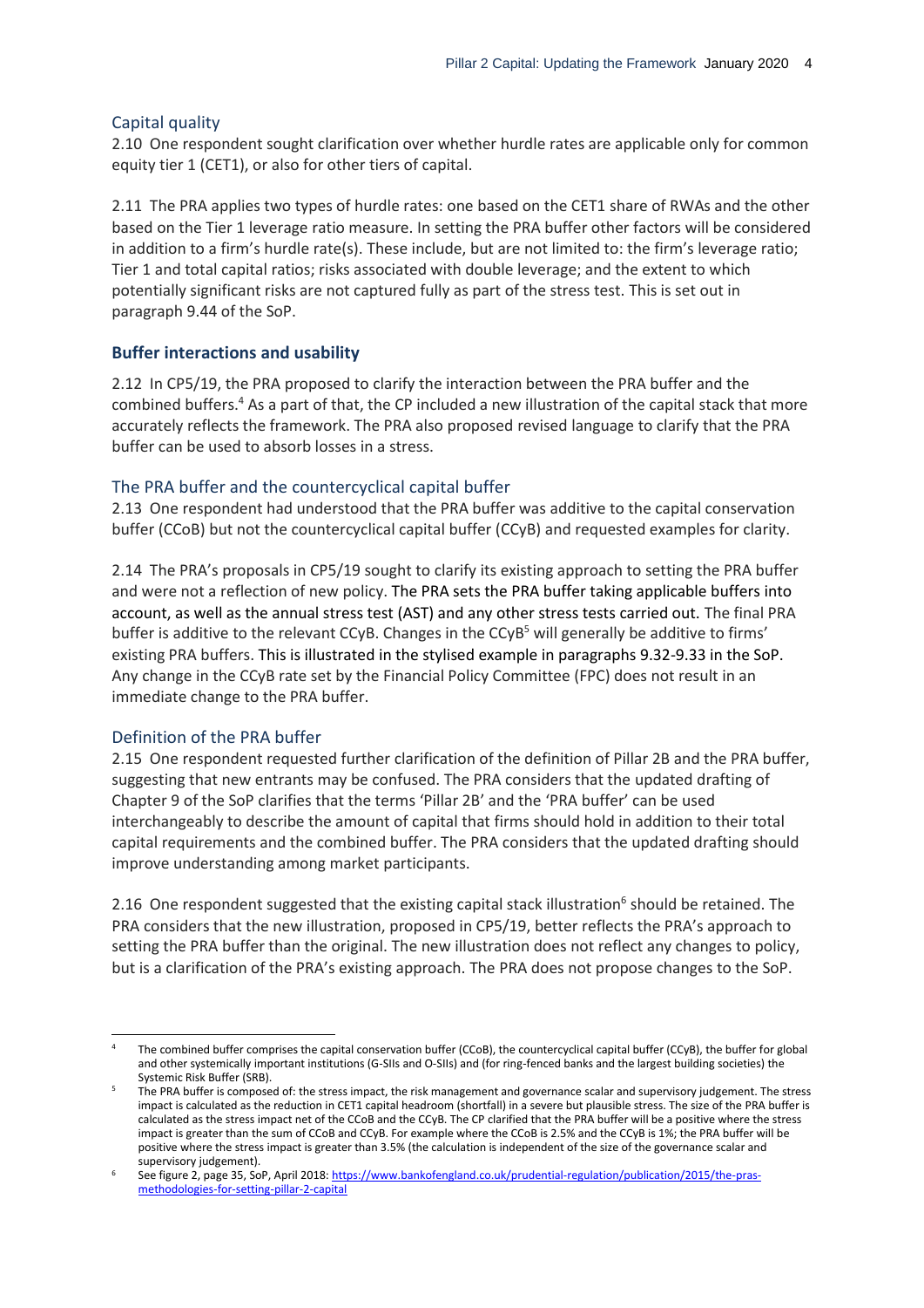### Capital quality

2.10 One respondent sought clarification over whether hurdle rates are applicable only for common equity tier 1 (CET1), or also for other tiers of capital.

2.11 The PRA applies two types of hurdle rates: one based on the CET1 share of RWAs and the other based on the Tier 1 leverage ratio measure. In setting the PRA buffer other factors will be considered in addition to a firm's hurdle rate(s). These include, but are not limited to: the firm's leverage ratio; Tier 1 and total capital ratios; risks associated with double leverage; and the extent to which potentially significant risks are not captured fully as part of the stress test. This is set out in paragraph 9.44 of the SoP.

## Buffer interactions and usability

2.12 In CP5/19, the PRA proposed to clarify the interaction between the PRA buffer and the combined buffers.[4] As a part of that, the CP included a new illustration of the capital stack that more accurately reflects the framework. The PRA also proposed revised language to clarify that the PRA buffer can be used to absorb losses in a stress.

### The PRA buffer and the countercyclical capital buffer

2.13 One respondent had understood that the PRA buffer was additive to the capital conservation buffer (CCoB) but not the countercyclical capital buffer (CCyB) and requested examples for clarity.

2.14 The PRA's proposals in CP5/19 sought to clarify its existing approach to setting the PRA buffer and were not a reflection of new policy. The PRA sets the PRA buffer taking applicable buffers into account, as well as the annual stress test (AST) and any other stress tests carried out. The final PRA buffer is additive to the relevant CCyB. Changes in the CCyB[5] will generally be additive to firms' existing PRA buffers. This is illustrated in the stylised example in paragraphs 9.32-9.33 in the SoP. Any change in the CCyB rate set by the Financial Policy Committee (FPC) does not result in an immediate change to the PRA buffer.

### Definition of the PRA buffer

2.15 One respondent requested further clarification of the definition of Pillar 2B and the PRA buffer, suggesting that new entrants may be confused. The PRA considers that the updated drafting of Chapter 9 of the SoP clarifies that the terms 'Pillar 2B' and the 'PRA buffer' can be used interchangeably to describe the amount of capital that firms should hold in addition to their total capital requirements and the combined buffer. The PRA considers that the updated drafting should improve understanding among market participants.

2.16 One respondent suggested that the existing capital stack illustration[6] should be retained. The PRA considers that the new illustration, proposed in CP5/19, better reflects the PRA's approach to setting the PRA buffer than the original. The new illustration does not reflect any changes to policy, but is a clarification of the PRA's existing approach. The PRA does not propose changes to the SoP.

---

[4] The combined buffer comprises the capital conservation buffer (CCoB), the countercyclical capital buffer (CCyB), the buffer for global and other systemically important institutions (G-SIIs and O-SIIs) and (for ring-fenced banks and the largest building societies) the Systemic Risk Buffer (SRB).

[5] The PRA buffer is composed of: the stress impact, the risk management and governance scalar and supervisory judgement. The stress impact is calculated as the reduction in CET1 capital headroom (shortfall) in a severe but plausible stress. The size of the PRA buffer is calculated as the stress impact net of the CCoB and the CCyB. The CP clarified that the PRA buffer will be a positive where the stress impact is greater than the sum of CCoB and CCyB. For example where the CCoB is 2.5% and the CCyB is 1%; the PRA buffer will be positive where the stress impact is greater than 3.5% (the calculation is independent of the size of the governance scalar and supervisory judgement).

[6] See figure 2, page 35, SoP, April 2018: https://www.bankofengland.co.uk/prudential-regulation/publication/2015/the-pras-methodologies-for-setting-pillar-2-capital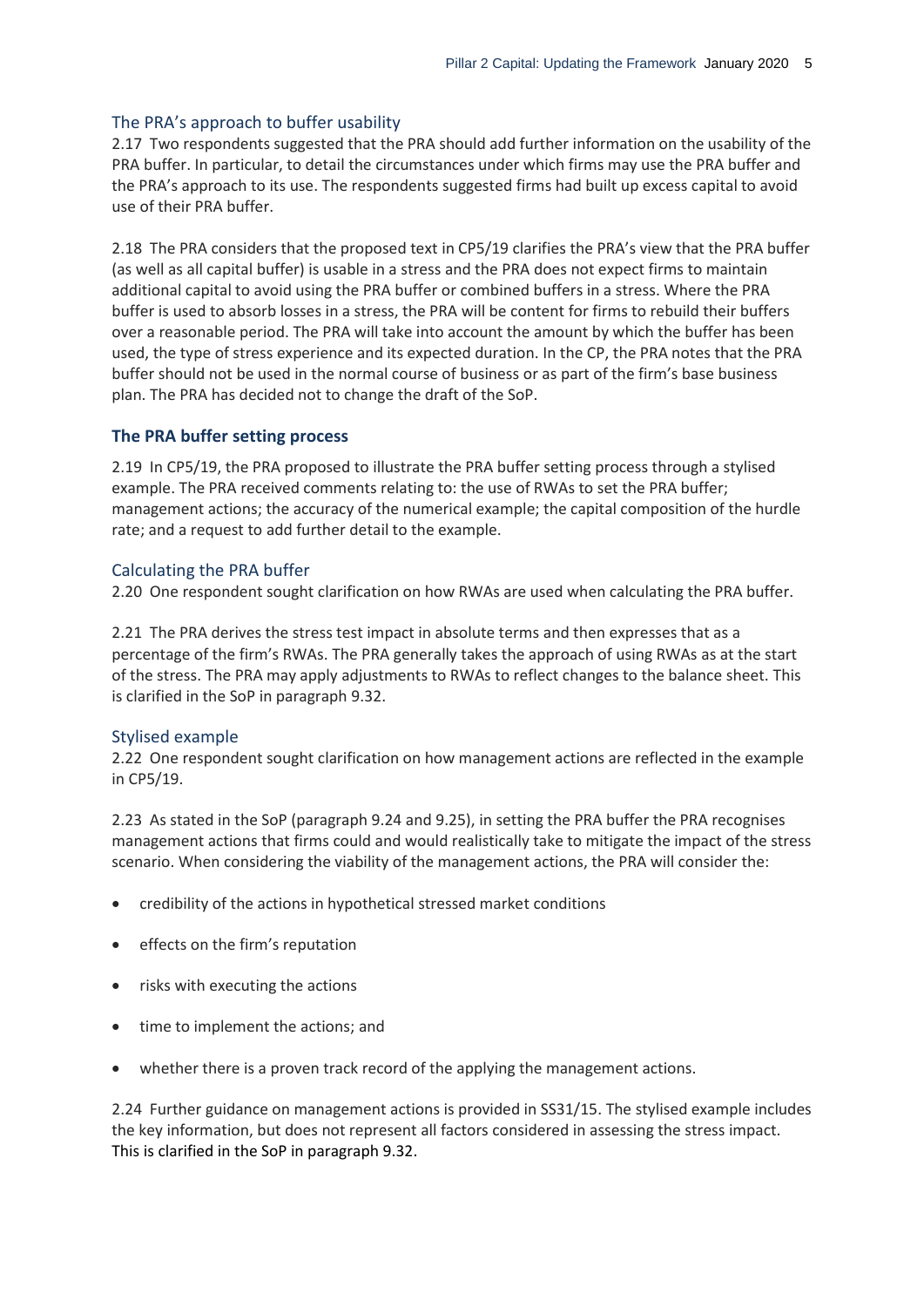### The PRA's approach to buffer usability

2.17 Two respondents suggested that the PRA should add further information on the usability of the PRA buffer. In particular, to detail the circumstances under which firms may use the PRA buffer and the PRA's approach to its use. The respondents suggested firms had built up excess capital to avoid use of their PRA buffer.

2.18 The PRA considers that the proposed text in CP5/19 clarifies the PRA's view that the PRA buffer (as well as all capital buffer) is usable in a stress and the PRA does not expect firms to maintain additional capital to avoid using the PRA buffer or combined buffers in a stress. Where the PRA buffer is used to absorb losses in a stress, the PRA will be content for firms to rebuild their buffers over a reasonable period. The PRA will take into account the amount by which the buffer has been used, the type of stress experience and its expected duration. In the CP, the PRA notes that the PRA buffer should not be used in the normal course of business or as part of the firm's base business plan. The PRA has decided not to change the draft of the SoP.

## The PRA buffer setting process

2.19 In CP5/19, the PRA proposed to illustrate the PRA buffer setting process through a stylised example. The PRA received comments relating to: the use of RWAs to set the PRA buffer; management actions; the accuracy of the numerical example; the capital composition of the hurdle rate; and a request to add further detail to the example.

### Calculating the PRA buffer

2.20 One respondent sought clarification on how RWAs are used when calculating the PRA buffer.

2.21 The PRA derives the stress test impact in absolute terms and then expresses that as a percentage of the firm's RWAs. The PRA generally takes the approach of using RWAs as at the start of the stress. The PRA may apply adjustments to RWAs to reflect changes to the balance sheet. This is clarified in the SoP in paragraph 9.32.

### Stylised example

2.22 One respondent sought clarification on how management actions are reflected in the example in CP5/19.

2.23 As stated in the SoP (paragraph 9.24 and 9.25), in setting the PRA buffer the PRA recognises management actions that firms could and would realistically take to mitigate the impact of the stress scenario. When considering the viability of the management actions, the PRA will consider the:

- credibility of the actions in hypothetical stressed market conditions
- effects on the firm's reputation
- risks with executing the actions
- time to implement the actions; and
- whether there is a proven track record of the applying the management actions.

2.24 Further guidance on management actions is provided in SS31/15. The stylised example includes the key information, but does not represent all factors considered in assessing the stress impact. This is clarified in the SoP in paragraph 9.32.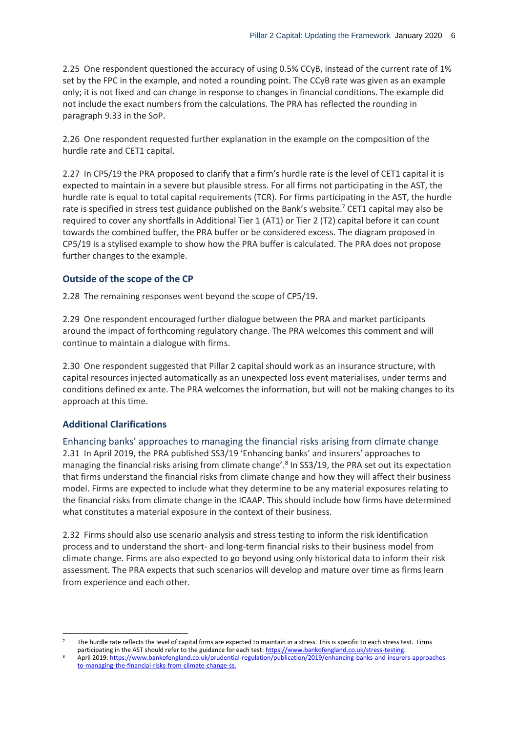2.25 One respondent questioned the accuracy of using 0.5% CCyB, instead of the current rate of 1% set by the FPC in the example, and noted a rounding point. The CCyB rate was given as an example only; it is not fixed and can change in response to changes in financial conditions. The example did not include the exact numbers from the calculations. The PRA has reflected the rounding in paragraph 9.33 in the SoP.

2.26 One respondent requested further explanation in the example on the composition of the hurdle rate and CET1 capital.

2.27 In CP5/19 the PRA proposed to clarify that a firm's hurdle rate is the level of CET1 capital it is expected to maintain in a severe but plausible stress. For all firms not participating in the AST, the hurdle rate is equal to total capital requirements (TCR). For firms participating in the AST, the hurdle rate is specified in stress test guidance published on the Bank's website.[7] CET1 capital may also be required to cover any shortfalls in Additional Tier 1 (AT1) or Tier 2 (T2) capital before it can count towards the combined buffer, the PRA buffer or be considered excess. The diagram proposed in CP5/19 is a stylised example to show how the PRA buffer is calculated. The PRA does not propose further changes to the example.

### Outside of the scope of the CP

2.28 The remaining responses went beyond the scope of CP5/19.

2.29 One respondent encouraged further dialogue between the PRA and market participants around the impact of forthcoming regulatory change. The PRA welcomes this comment and will continue to maintain a dialogue with firms.

2.30 One respondent suggested that Pillar 2 capital should work as an insurance structure, with capital resources injected automatically as an unexpected loss event materialises, under terms and conditions defined ex ante. The PRA welcomes the information, but will not be making changes to its approach at this time.

### Additional Clarifications

#### Enhancing banks' approaches to managing the financial risks arising from climate change

2.31 In April 2019, the PRA published SS3/19 'Enhancing banks' and insurers' approaches to managing the financial risks arising from climate change'.[8] In SS3/19, the PRA set out its expectation that firms understand the financial risks from climate change and how they will affect their business model. Firms are expected to include what they determine to be any material exposures relating to the financial risks from climate change in the ICAAP. This should include how firms have determined what constitutes a material exposure in the context of their business.

2.32 Firms should also use scenario analysis and stress testing to inform the risk identification process and to understand the short- and long-term financial risks to their business model from climate change. Firms are also expected to go beyond using only historical data to inform their risk assessment. The PRA expects that such scenarios will develop and mature over time as firms learn from experience and each other.

---

[7] The hurdle rate reflects the level of capital firms are expected to maintain in a stress. This is specific to each stress test. Firms participating in the AST should refer to the guidance for each test: https://www.bankofengland.co.uk/stress-testing.

[8] April 2019: https://www.bankofengland.co.uk/prudential-regulation/publication/2019/enhancing-banks-and-insurers-approaches-to-managing-the-financial-risks-from-climate-change-ss.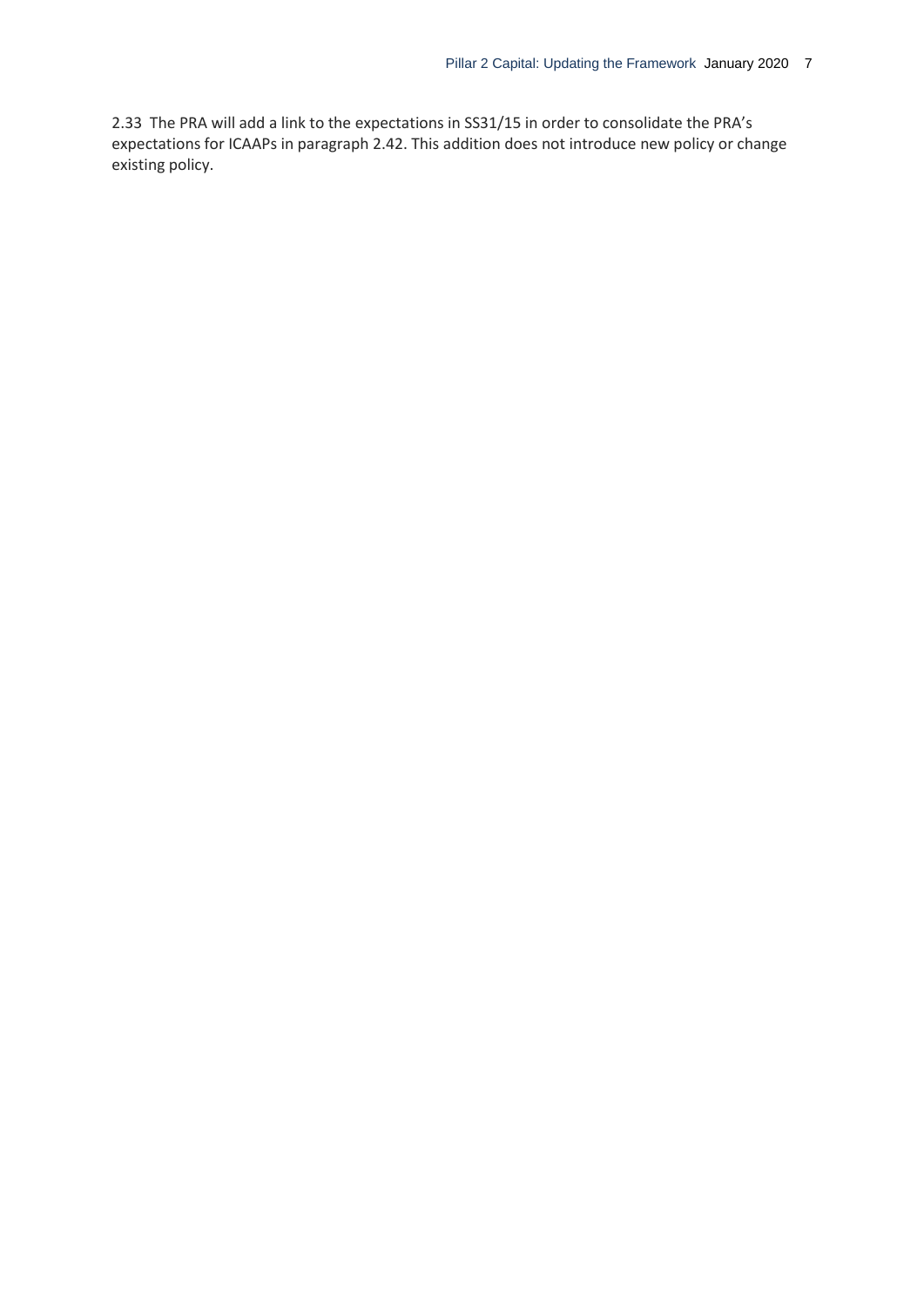2.33 The PRA will add a link to the expectations in SS31/15 in order to consolidate the PRA's expectations for ICAAPs in paragraph 2.42. This addition does not introduce new policy or change existing policy.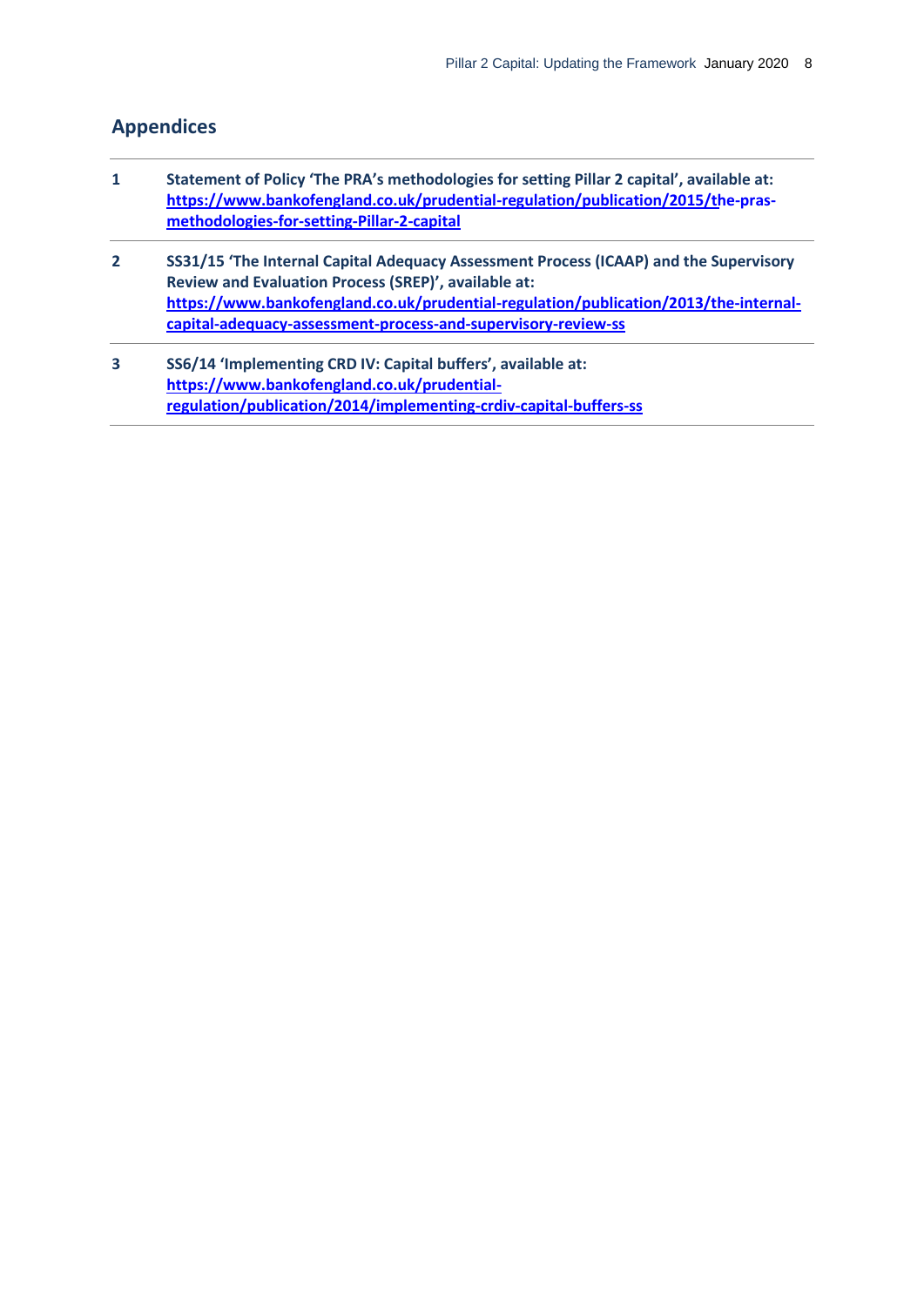## Appendices

| | |
|---|---|
| 1 | **Statement of Policy 'The PRA's methodologies for setting Pillar 2 capital', available at: https://www.bankofengland.co.uk/prudential-regulation/publication/2015/the-pras-methodologies-for-setting-Pillar-2-capital** |
| 2 | **SS31/15 'The Internal Capital Adequacy Assessment Process (ICAAP) and the Supervisory Review and Evaluation Process (SREP)', available at: https://www.bankofengland.co.uk/prudential-regulation/publication/2013/the-internal-capital-adequacy-assessment-process-and-supervisory-review-ss** |
| 3 | **SS6/14 'Implementing CRD IV: Capital buffers', available at: https://www.bankofengland.co.uk/prudential-regulation/publication/2014/implementing-crdiv-capital-buffers-ss** |